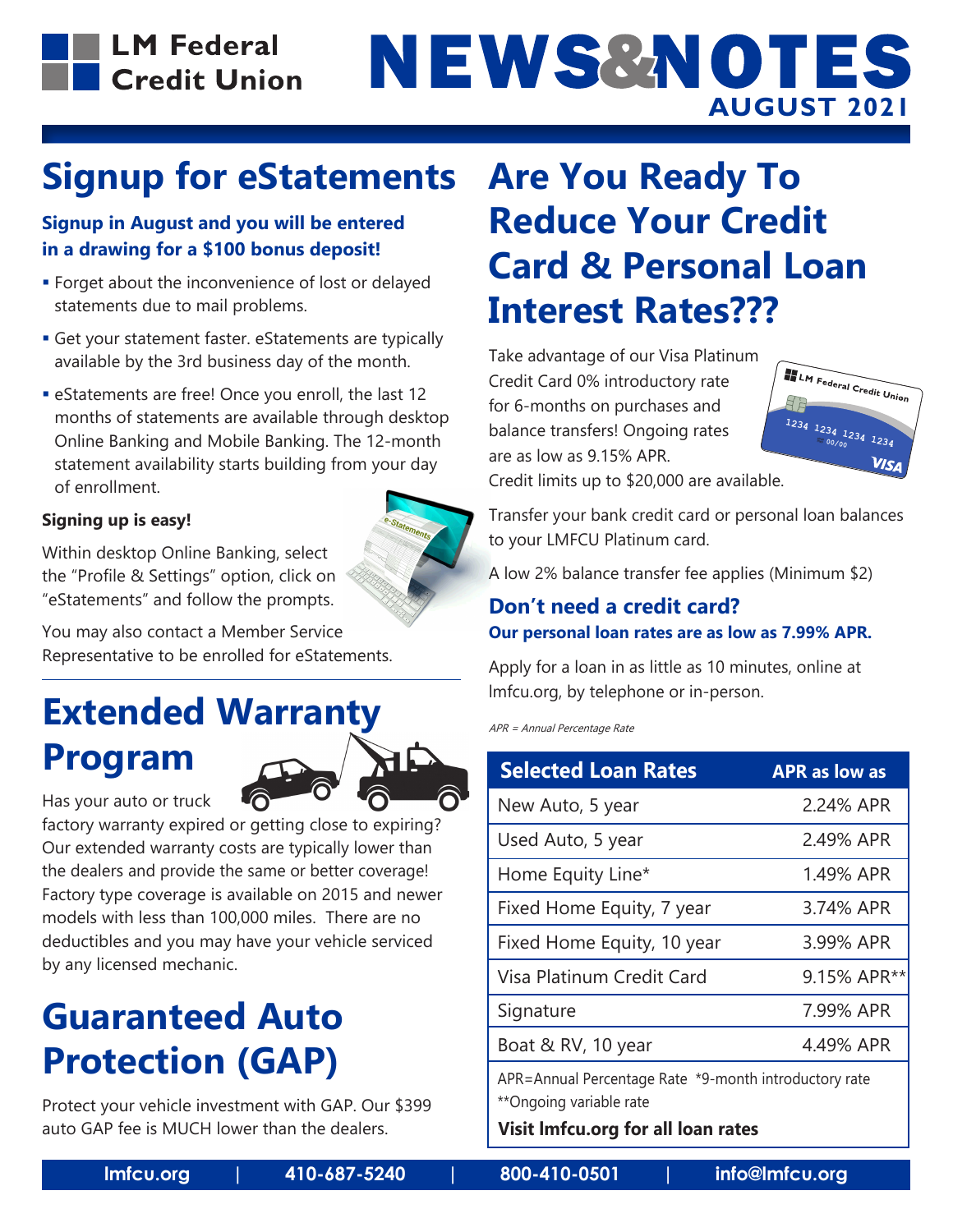# LM Federal Credit Union

# NEWS&NOTES

**AUGUST 2021**

## Signup for eStatements

**Signup in August and you will be entered in a drawing for a $100 bonus deposit!**

- Forget about the inconvenience of lost or delayed statements due to mail problems.
- Get your statement faster. eStatements are typically available by the 3rd business day of the month.
- eStatements are free! Once you enroll, the last 12 months of statements are available through desktop Online Banking and Mobile Banking. The 12-month statement availability starts building from your day of enrollment.

**Signing up is easy!**

Within desktop Online Banking, select the "Profile & Settings" option, click on "eStatements" and follow the prompts.

You may also contact a Member Service Representative to be enrolled for eStatements.

## Extended Warranty Program

Has your auto or truck factory warranty expired or getting close to expiring? Our extended warranty costs are typically lower than the dealers and provide the same or better coverage! Factory type coverage is available on 2015 and newer models with less than 100,000 miles. There are no deductibles and you may have your vehicle serviced by any licensed mechanic.

## Guaranteed Auto Protection (GAP)

Protect your vehicle investment with GAP. Our $399 auto GAP fee is MUCH lower than the dealers.

## Are You Ready To Reduce Your Credit Card & Personal Loan Interest Rates???

Take advantage of our Visa Platinum Credit Card 0% introductory rate for 6-months on purchases and balance transfers! Ongoing rates are as low as 9.15% APR. Credit limits up to $20,000 are available.

Transfer your bank credit card or personal loan balances to your LMFCU Platinum card.

A low 2% balance transfer fee applies (Minimum $2)

### Don't need a credit card?

**Our personal loan rates are as low as 7.99% APR.**

Apply for a loan in as little as 10 minutes, online at lmfcu.org, by telephone or in-person.

*APR = Annual Percentage Rate*

| Selected Loan Rates | APR as low as |
|---|---|
| New Auto, 5 year | 2.24% APR |
| Used Auto, 5 year | 2.49% APR |
| Home Equity Line* | 1.49% APR |
| Fixed Home Equity, 7 year | 3.74% APR |
| Fixed Home Equity, 10 year | 3.99% APR |
| Visa Platinum Credit Card | 9.15% APR** |
| Signature | 7.99% APR |
| Boat & RV, 10 year | 4.49% APR |

APR=Annual Percentage Rate *9-month introductory rate
**Ongoing variable rate

**Visit lmfcu.org for all loan rates**

lmfcu.org | 410-687-5240 | 800-410-0501 | info@lmfcu.org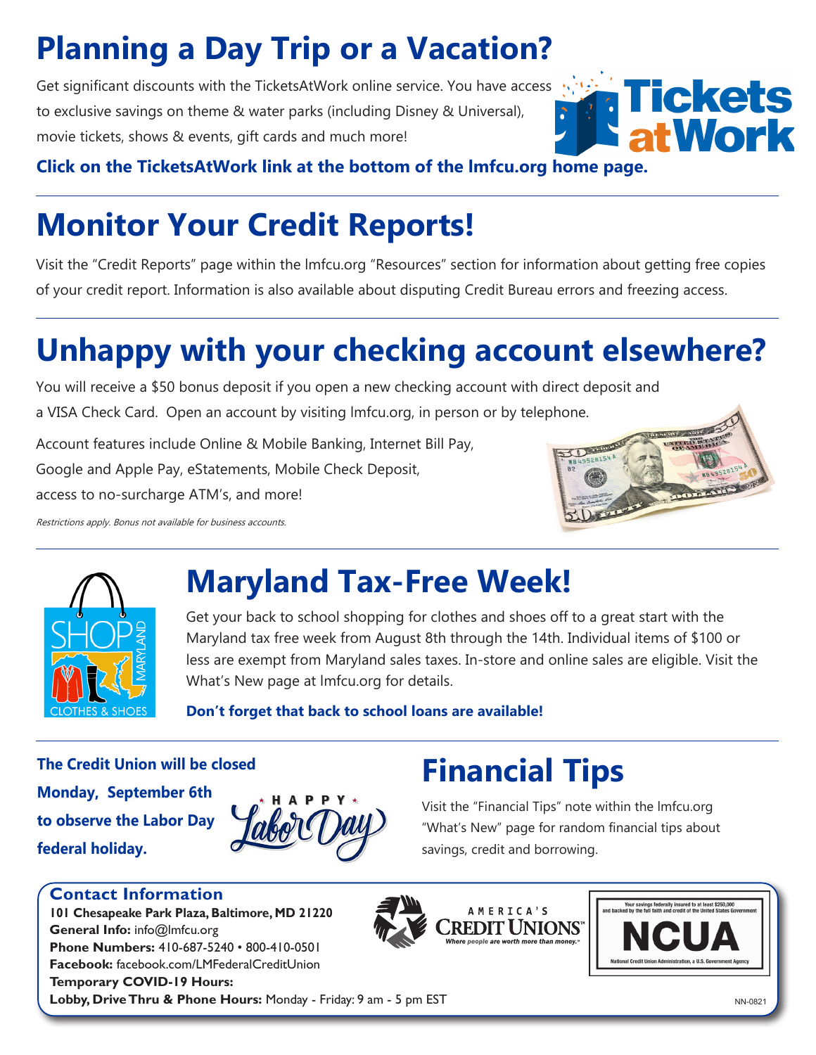# Planning a Day Trip or a Vacation?

Get significant discounts with the TicketsAtWork online service. You have access to exclusive savings on theme & water parks (including Disney & Universal), movie tickets, shows & events, gift cards and much more!

**Click on the TicketsAtWork link at the bottom of the lmfcu.org home page.**

# Monitor Your Credit Reports!

Visit the "Credit Reports" page within the lmfcu.org "Resources" section for information about getting free copies of your credit report. Information is also available about disputing Credit Bureau errors and freezing access.

# Unhappy with your checking account elsewhere?

You will receive a $50 bonus deposit if you open a new checking account with direct deposit and a VISA Check Card. Open an account by visiting lmfcu.org, in person or by telephone.

Account features include Online & Mobile Banking, Internet Bill Pay, Google and Apple Pay, eStatements, Mobile Check Deposit, access to no-surcharge ATM's, and more!

*Restrictions apply. Bonus not available for business accounts.*

# Maryland Tax-Free Week!

Get your back to school shopping for clothes and shoes off to a great start with the Maryland tax free week from August 8th through the 14th. Individual items of $100 or less are exempt from Maryland sales taxes. In-store and online sales are eligible. Visit the What's New page at lmfcu.org for details.

**Don't forget that back to school loans are available!**

**The Credit Union will be closed Monday, September 6th to observe the Labor Day federal holiday.**

# Financial Tips

Visit the "Financial Tips" note within the lmfcu.org "What's New" page for random financial tips about savings, credit and borrowing.

## Contact Information

**101 Chesapeake Park Plaza, Baltimore, MD 21220**
**General Info:** info@lmfcu.org
**Phone Numbers:** 410-687-5240 • 800-410-0501
**Facebook:** facebook.com/LMFederalCreditUnion
**Temporary COVID-19 Hours:**
**Lobby, Drive Thru & Phone Hours:** Monday - Friday: 9 am - 5 pm EST

AMERICA'S CREDIT UNIONS™ Where people are worth more than money.℠

Your savings federally insured to at least $250,000 and backed by the full faith and credit of the United States Government
NCUA
National Credit Union Administration, a U.S. Government Agency

NN-0821